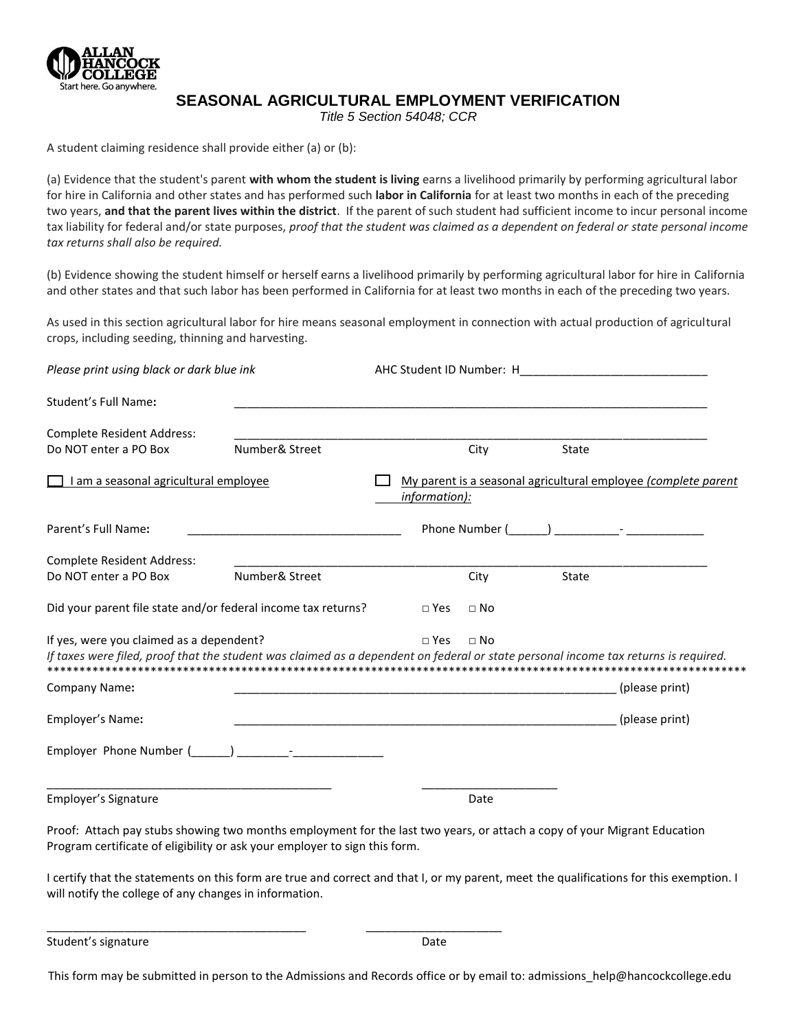ALLAN HANCOCK COLLEGE
Start here. Go anywhere.

# SEASONAL AGRICULTURAL EMPLOYMENT VERIFICATION

*Title 5 Section 54048; CCR*

A student claiming residence shall provide either (a) or (b):

(a) Evidence that the student's parent **with whom the student is living** earns a livelihood primarily by performing agricultural labor for hire in California and other states and has performed such **labor in California** for at least two months in each of the preceding two years, **and that the parent lives within the district**. If the parent of such student had sufficient income to incur personal income tax liability for federal and/or state purposes, *proof that the student was claimed as a dependent on federal or state personal income tax returns shall also be required.*

(b) Evidence showing the student himself or herself earns a livelihood primarily by performing agricultural labor for hire in California and other states and that such labor has been performed in California for at least two months in each of the preceding two years.

As used in this section agricultural labor for hire means seasonal employment in connection with actual production of agricultural crops, including seeding, thinning and harvesting.

*Please print using black or dark blue ink* AHC Student ID Number: H____________________________

Student's Full Name**:** ___________________________________________________________________________

Complete Resident Address: ___________________________________________________________________________
Do NOT enter a PO Box Number& Street City State

☐ I am a seasonal agricultural employee ☐ My parent is a seasonal agricultural employee *(complete parent information):*

Parent's Full Name**:** _________________________________ Phone Number (______) __________- ____________

Complete Resident Address: ___________________________________________________________________________
Do NOT enter a PO Box Number& Street City State

Did your parent file state and/or federal income tax returns? □ Yes □ No

If yes, were you claimed as a dependent? □ Yes □ No

*If taxes were filed, proof that the student was claimed as a dependent on federal or state personal income tax returns is required.*

*****************************************************************************************************************

Company Name**:** ____________________________________________________________ (please print)

Employer's Name**:** ____________________________________________________________ (please print)

Employer Phone Number (______) ________-______________

_____________________________________________ _____________________
Employer's Signature Date

Proof: Attach pay stubs showing two months employment for the last two years, or attach a copy of your Migrant Education Program certificate of eligibility or ask your employer to sign this form.

I certify that the statements on this form are true and correct and that I, or my parent, meet the qualifications for this exemption. I will notify the college of any changes in information.

_________________________________________ _____________________
Student's signature Date

This form may be submitted in person to the Admissions and Records office or by email to: admissions_help@hancockcollege.edu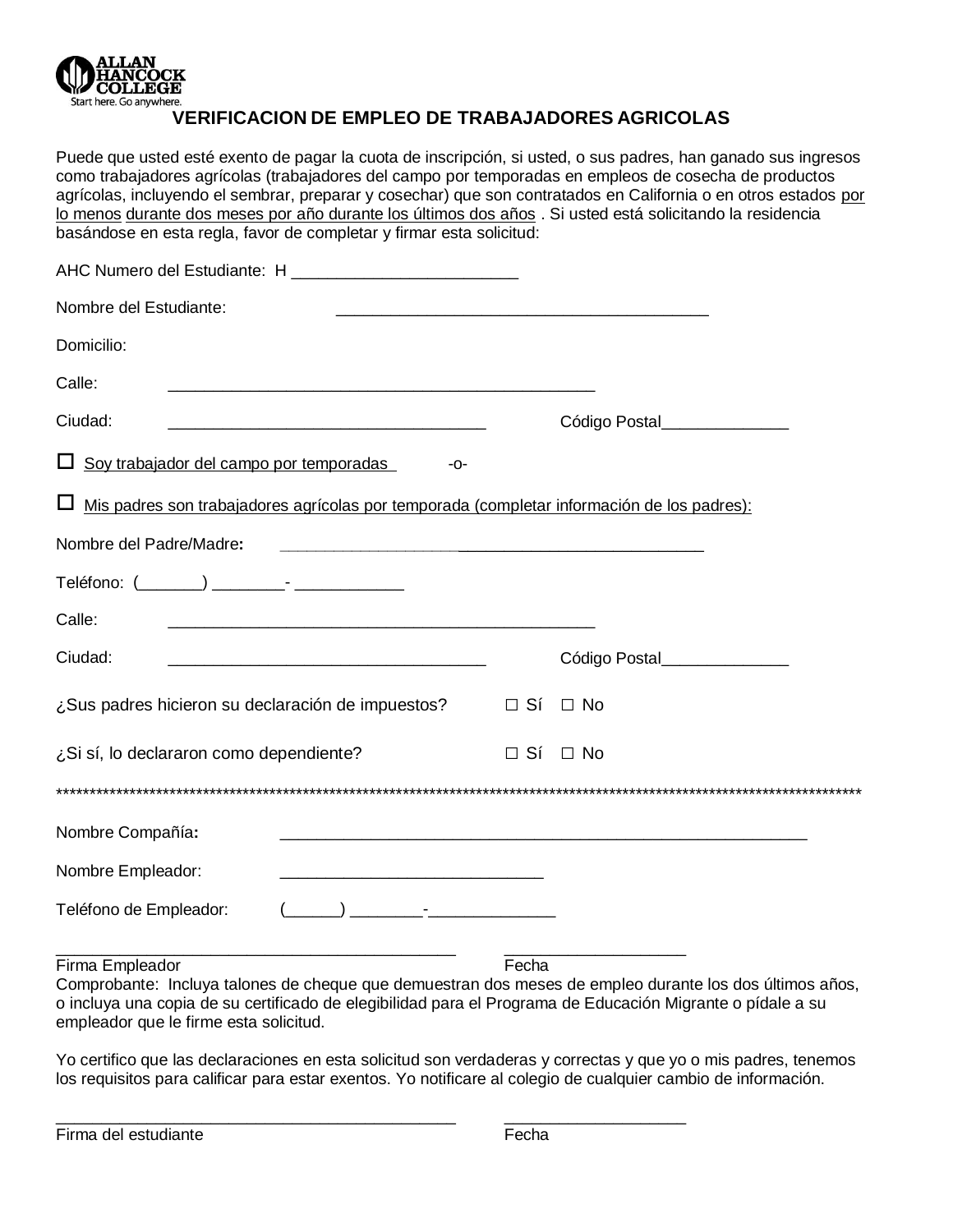ALLAN HANCOCK COLLEGE
Start here. Go anywhere.

# VERIFICACION DE EMPLEO DE TRABAJADORES AGRICOLAS

Puede que usted esté exento de pagar la cuota de inscripción, si usted, o sus padres, han ganado sus ingresos como trabajadores agrícolas (trabajadores del campo por temporadas en empleos de cosecha de productos agrícolas, incluyendo el sembrar, preparar y cosechar) que son contratados en California o en otros estados <u>por lo menos</u> <u>durante dos meses por año durante los últimos dos años</u> . Si usted está solicitando la residencia basándose en esta regla, favor de completar y firmar esta solicitud:

AHC Numero del Estudiante: H _________________________

Nombre del Estudiante: _________________________________________

Domicilio:

Calle: ______________________________________________

Ciudad: ___________________________________ Código Postal______________

☐ <u>Soy trabajador del campo por temporadas</u> -o-

☐ <u>Mis padres son trabajadores agrícolas por temporada (completar información de los padres):</u>

Nombre del Padre/Madre**:** _______________________________________________

Teléfono: (_______) ________- ____________

Calle: ______________________________________________

Ciudad: ___________________________________ Código Postal______________

¿Sus padres hicieron su declaración de impuestos? ☐ Sí ☐ No

¿Si sí, lo declararon como dependiente? ☐ Sí ☐ No

**************************************************************************************************************************

Nombre Compañía**:** ___________________________________________________________

Nombre Empleador: _____________________________

Teléfono de Empleador: (______) ________-______________

_____________________________________________ ____________________
Firma Empleador Fecha

Comprobante: Incluya talones de cheque que demuestran dos meses de empleo durante los dos últimos años, o incluya una copia de su certificado de elegibilidad para el Programa de Educación Migrante o pídale a su empleador que le firme esta solicitud.

Yo certifico que las declaraciones en esta solicitud son verdaderas y correctas y que yo o mis padres, tenemos los requisitos para calificar para estar exentos. Yo notificare al colegio de cualquier cambio de información.

_____________________________________________ ____________________
Firma del estudiante Fecha